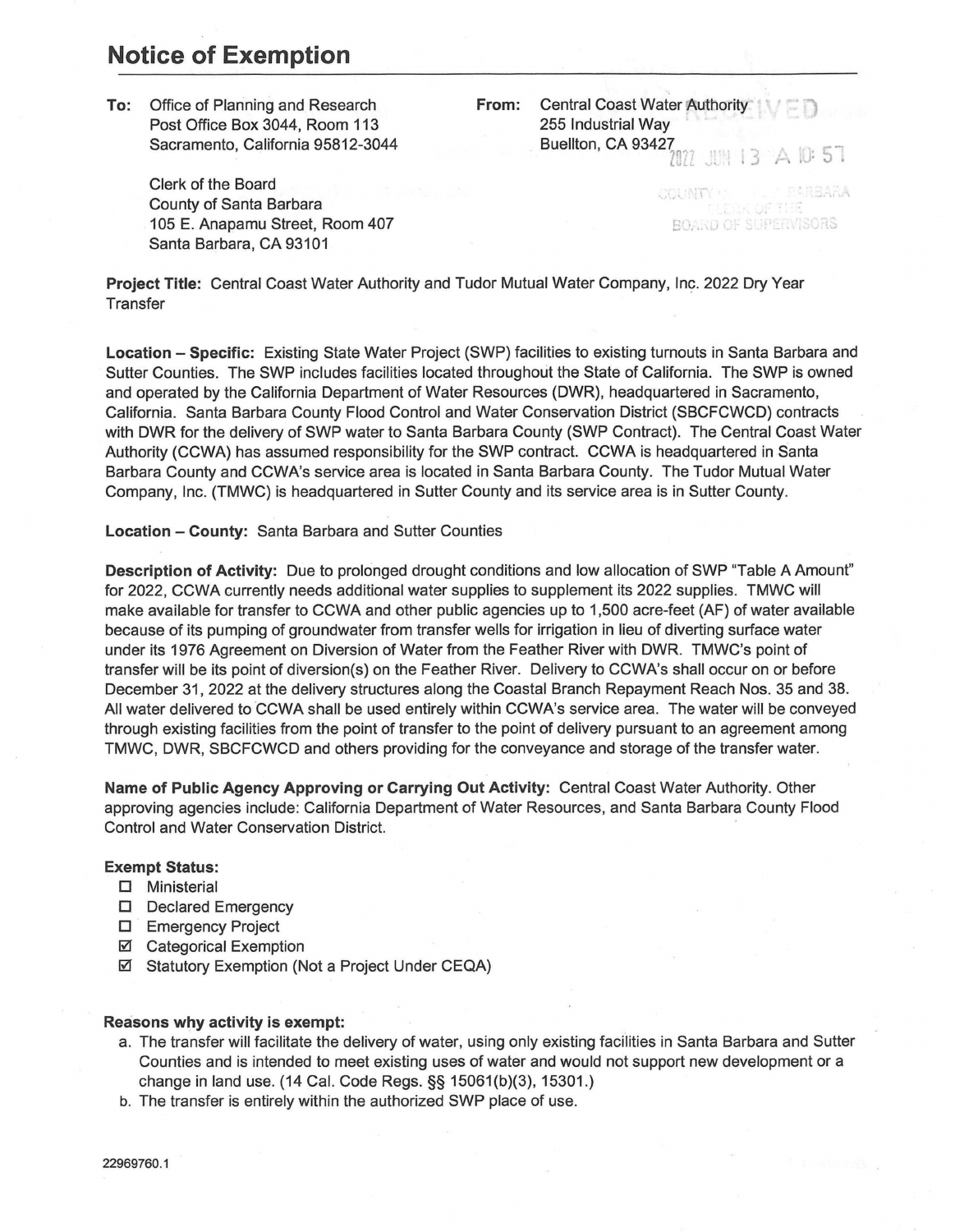# Notice of Exemption

**To:** Office of Planning and Research
Post Office Box 3044, Room 113
Sacramento, California 95812-3044

Clerk of the Board
County of Santa Barbara
105 E. Anapamu Street, Room 407
Santa Barbara, CA 93101

**From:** Central Coast Water Authority
255 Industrial Way
Buellton, CA 93427

RECEIVED
2022 JUN 13 A 10:57
COUNTY OF SANTA BARBARA
CLERK OF THE
BOARD OF SUPERVISORS

**Project Title:** Central Coast Water Authority and Tudor Mutual Water Company, Inc. 2022 Dry Year Transfer

**Location – Specific:** Existing State Water Project (SWP) facilities to existing turnouts in Santa Barbara and Sutter Counties. The SWP includes facilities located throughout the State of California. The SWP is owned and operated by the California Department of Water Resources (DWR), headquartered in Sacramento, California. Santa Barbara County Flood Control and Water Conservation District (SBCFCWCD) contracts with DWR for the delivery of SWP water to Santa Barbara County (SWP Contract). The Central Coast Water Authority (CCWA) has assumed responsibility for the SWP contract. CCWA is headquartered in Santa Barbara County and CCWA's service area is located in Santa Barbara County. The Tudor Mutual Water Company, Inc. (TMWC) is headquartered in Sutter County and its service area is in Sutter County.

**Location – County:** Santa Barbara and Sutter Counties

**Description of Activity:** Due to prolonged drought conditions and low allocation of SWP "Table A Amount" for 2022, CCWA currently needs additional water supplies to supplement its 2022 supplies. TMWC will make available for transfer to CCWA and other public agencies up to 1,500 acre-feet (AF) of water available because of its pumping of groundwater from transfer wells for irrigation in lieu of diverting surface water under its 1976 Agreement on Diversion of Water from the Feather River with DWR. TMWC's point of transfer will be its point of diversion(s) on the Feather River. Delivery to CCWA's shall occur on or before December 31, 2022 at the delivery structures along the Coastal Branch Repayment Reach Nos. 35 and 38. All water delivered to CCWA shall be used entirely within CCWA's service area. The water will be conveyed through existing facilities from the point of transfer to the point of delivery pursuant to an agreement among TMWC, DWR, SBCFCWCD and others providing for the conveyance and storage of the transfer water.

**Name of Public Agency Approving or Carrying Out Activity:** Central Coast Water Authority. Other approving agencies include: California Department of Water Resources, and Santa Barbara County Flood Control and Water Conservation District.

**Exempt Status:**

- ☐ Ministerial
- ☐ Declared Emergency
- ☐ Emergency Project
- ☑ Categorical Exemption
- ☑ Statutory Exemption (Not a Project Under CEQA)

**Reasons why activity is exempt:**

a. The transfer will facilitate the delivery of water, using only existing facilities in Santa Barbara and Sutter Counties and is intended to meet existing uses of water and would not support new development or a change in land use. (14 Cal. Code Regs. §§ 15061(b)(3), 15301.)
b. The transfer is entirely within the authorized SWP place of use.

22969760.1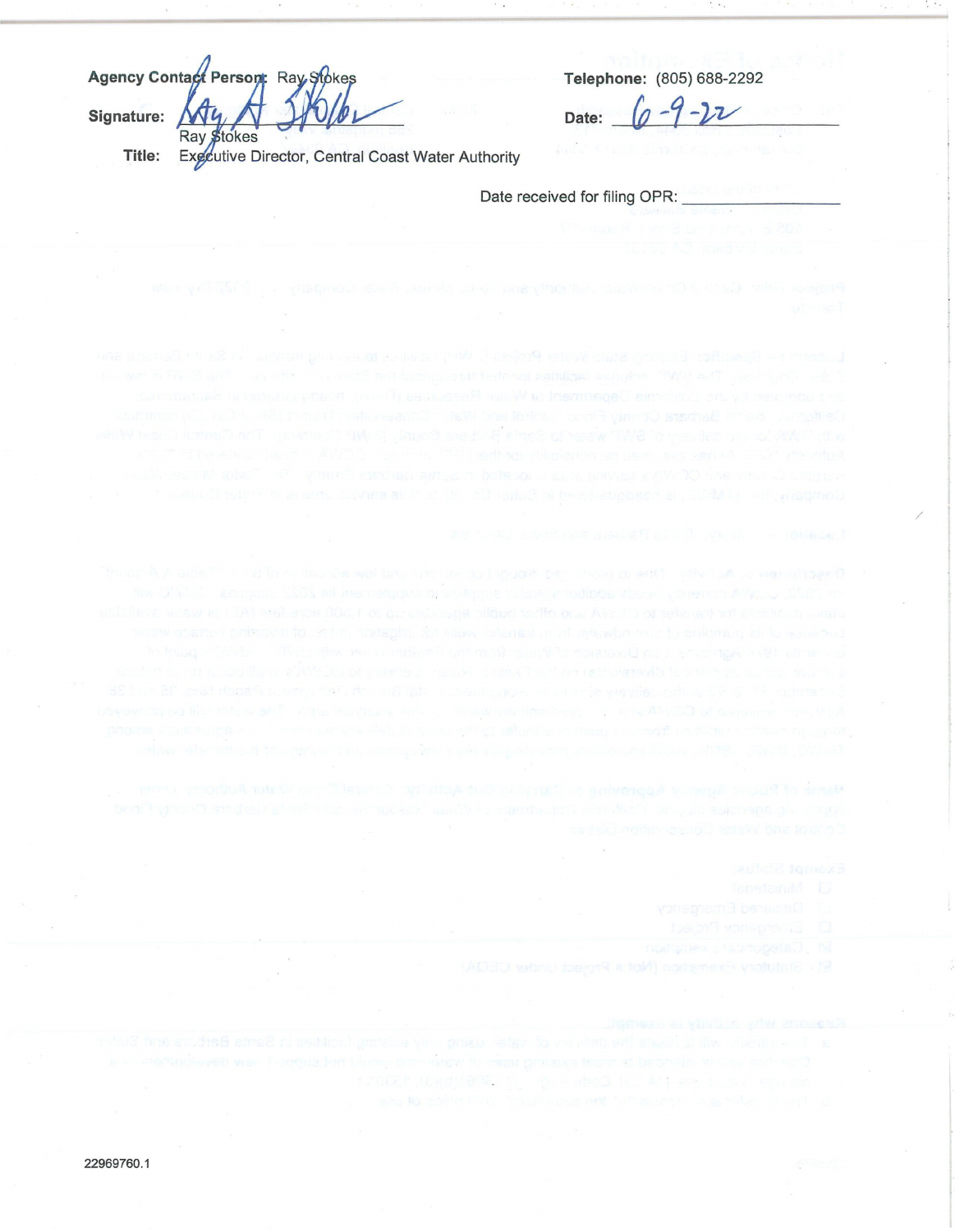**Agency Contact Person:** Ray Stokes

**Telephone:** (805) 688-2292

**Signature:** ____________________
Ray Stokes

**Date:** 6-9-22

**Title:** Executive Director, Central Coast Water Authority

Date received for filing OPR: ____________

22969760.1